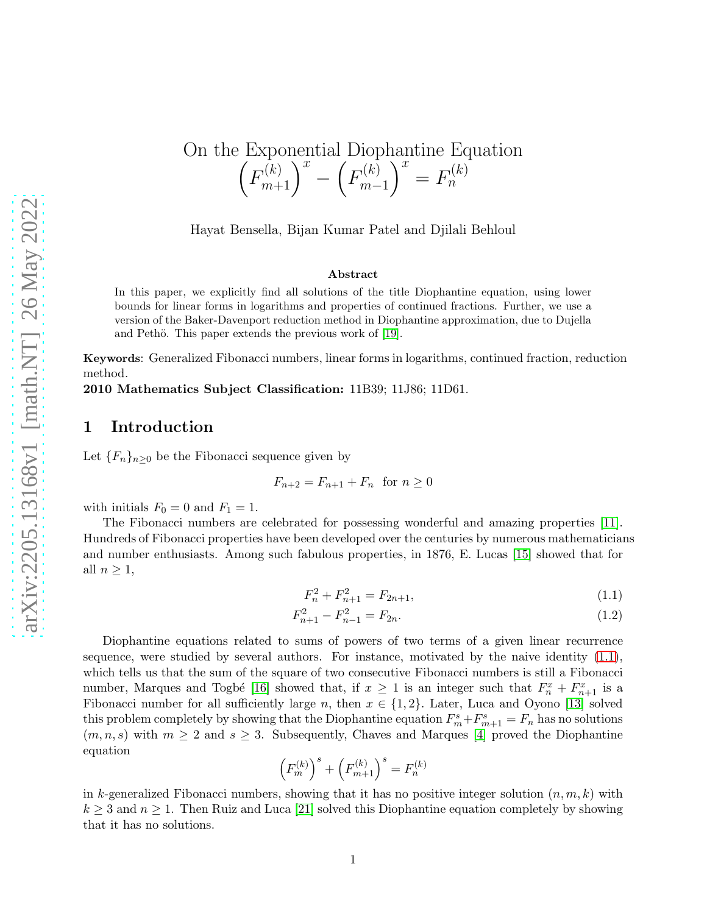# On the Exponential Diophantine Equation $\left(F_{m+1}^{(k)}\right)^x - \left(F_{m-1}^{(k)}\right)^x = F_n^{(k)}$

Hayat Bensella, Bijan Kumar Patel and Djilali Behloul

### Abstract

In this paper, we explicitly find all solutions of the title Diophantine equation, using lower bounds for linear forms in logarithms and properties of continued fractions. Further, we use a version of the Baker-Davenport reduction method in Diophantine approximation, due to Dujella and Pethö. This paper extends the previous work of [19].

**Keywords**: Generalized Fibonacci numbers, linear forms in logarithms, continued fraction, reduction method.

**2010 Mathematics Subject Classification:** 11B39; 11J86; 11D61.

## 1 Introduction

Let $\{F_n\}_{n\geq 0}$ be the Fibonacci sequence given by

$$F_{n+2} = F_{n+1} + F_n \quad \text{for } n \geq 0$$

with initials $F_0 = 0$ and $F_1 = 1$.

The Fibonacci numbers are celebrated for possessing wonderful and amazing properties [11]. Hundreds of Fibonacci properties have been developed over the centuries by numerous mathematicians and number enthusiasts. Among such fabulous properties, in 1876, E. Lucas [15] showed that for all $n \geq 1$,

$$F_n^2 + F_{n+1}^2 = F_{2n+1}, \tag{1.1}$$

$$F_{n+1}^2 - F_{n-1}^2 = F_{2n}. \tag{1.2}$$

Diophantine equations related to sums of powers of two terms of a given linear recurrence sequence, were studied by several authors. For instance, motivated by the naive identity (1.1), which tells us that the sum of the square of two consecutive Fibonacci numbers is still a Fibonacci number, Marques and Togbé [16] showed that, if $x \geq 1$ is an integer such that $F_n^x + F_{n+1}^x$ is a Fibonacci number for all sufficiently large $n$, then $x \in \{1, 2\}$. Later, Luca and Oyono [13] solved this problem completely by showing that the Diophantine equation $F_m^s + F_{m+1}^s = F_n$ has no solutions $(m, n, s)$ with $m \geq 2$ and $s \geq 3$. Subsequently, Chaves and Marques [4] proved the Diophantine equation

$$\left(F_m^{(k)}\right)^s + \left(F_{m+1}^{(k)}\right)^s = F_n^{(k)}$$

in $k$-generalized Fibonacci numbers, showing that it has no positive integer solution $(n, m, k)$ with $k \geq 3$ and $n \geq 1$. Then Ruiz and Luca [21] solved this Diophantine equation completely by showing that it has no solutions.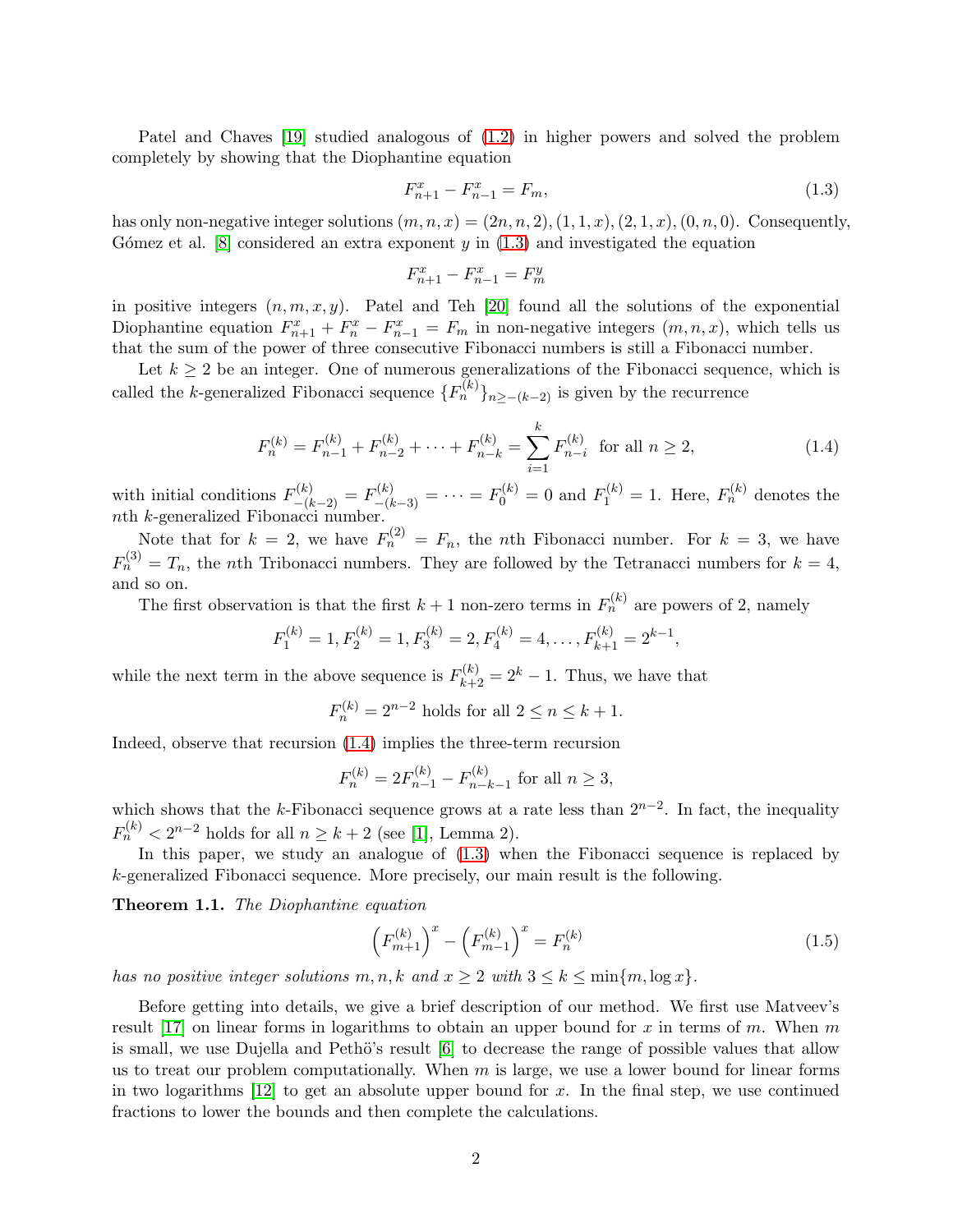Patel and Chaves [19] studied analogous of (1.2) in higher powers and solved the problem completely by showing that the Diophantine equation

$$F_{n+1}^x - F_{n-1}^x = F_m, \tag{1.3}$$

has only non-negative integer solutions $(m, n, x) = (2n, n, 2), (1, 1, x), (2, 1, x), (0, n, 0)$. Consequently, Gómez et al. [8] considered an extra exponent $y$ in (1.3) and investigated the equation

$$F_{n+1}^x - F_{n-1}^x = F_m^y$$

in positive integers $(n, m, x, y)$. Patel and Teh [20] found all the solutions of the exponential Diophantine equation $F_{n+1}^x + F_n^x - F_{n-1}^x = F_m$ in non-negative integers $(m, n, x)$, which tells us that the sum of the power of three consecutive Fibonacci numbers is still a Fibonacci number.

Let $k \geq 2$ be an integer. One of numerous generalizations of the Fibonacci sequence, which is called the $k$-generalized Fibonacci sequence $\{F_n^{(k)}\}_{n \geq -(k-2)}$ is given by the recurrence

$$F_n^{(k)} = F_{n-1}^{(k)} + F_{n-2}^{(k)} + \cdots + F_{n-k}^{(k)} = \sum_{i=1}^{k} F_{n-i}^{(k)} \quad \text{for all } n \geq 2, \tag{1.4}$$

with initial conditions $F_{-(k-2)}^{(k)} = F_{-(k-3)}^{(k)} = \cdots = F_0^{(k)} = 0$ and $F_1^{(k)} = 1$. Here, $F_n^{(k)}$ denotes the $n$th $k$-generalized Fibonacci number.

Note that for $k = 2$, we have $F_n^{(2)} = F_n$, the $n$th Fibonacci number. For $k = 3$, we have $F_n^{(3)} = T_n$, the $n$th Tribonacci numbers. They are followed by the Tetranacci numbers for $k = 4$, and so on.

The first observation is that the first $k + 1$ non-zero terms in $F_n^{(k)}$ are powers of 2, namely

$$F_1^{(k)} = 1, F_2^{(k)} = 1, F_3^{(k)} = 2, F_4^{(k)} = 4, \ldots, F_{k+1}^{(k)} = 2^{k-1},$$

while the next term in the above sequence is $F_{k+2}^{(k)} = 2^k - 1$. Thus, we have that

$$F_n^{(k)} = 2^{n-2} \text{ holds for all } 2 \leq n \leq k + 1.$$

Indeed, observe that recursion (1.4) implies the three-term recursion

$$F_n^{(k)} = 2F_{n-1}^{(k)} - F_{n-k-1}^{(k)} \text{ for all } n \geq 3,$$

which shows that the $k$-Fibonacci sequence grows at a rate less than $2^{n-2}$. In fact, the inequality $F_n^{(k)} < 2^{n-2}$ holds for all $n \geq k + 2$ (see [1], Lemma 2).

In this paper, we study an analogue of (1.3) when the Fibonacci sequence is replaced by $k$-generalized Fibonacci sequence. More precisely, our main result is the following.

**Theorem 1.1.** *The Diophantine equation*

$$\left(F_{m+1}^{(k)}\right)^x - \left(F_{m-1}^{(k)}\right)^x = F_n^{(k)} \tag{1.5}$$

*has no positive integer solutions $m, n, k$ and $x \geq 2$ with $3 \leq k \leq \min\{m, \log x\}$.*

Before getting into details, we give a brief description of our method. We first use Matveev's result [17] on linear forms in logarithms to obtain an upper bound for $x$ in terms of $m$. When $m$ is small, we use Dujella and Pethö's result [6] to decrease the range of possible values that allow us to treat our problem computationally. When $m$ is large, we use a lower bound for linear forms in two logarithms [12] to get an absolute upper bound for $x$. In the final step, we use continued fractions to lower the bounds and then complete the calculations.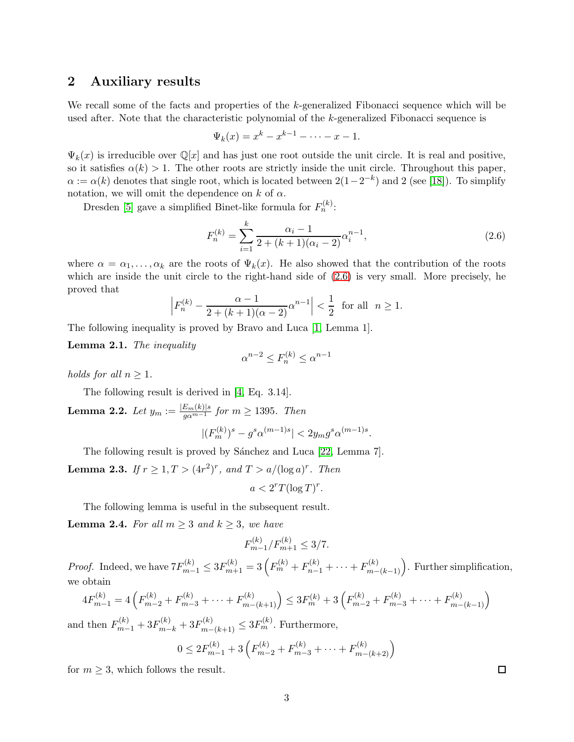## 2 Auxiliary results

We recall some of the facts and properties of the $k$-generalized Fibonacci sequence which will be used after. Note that the characteristic polynomial of the $k$-generalized Fibonacci sequence is

$$\Psi_k(x) = x^k - x^{k-1} - \cdots - x - 1.$$

$\Psi_k(x)$ is irreducible over $\mathbb{Q}[x]$ and has just one root outside the unit circle. It is real and positive, so it satisfies $\alpha(k) > 1$. The other roots are strictly inside the unit circle. Throughout this paper, $\alpha := \alpha(k)$ denotes that single root, which is located between $2(1-2^{-k})$ and 2 (see [18]). To simplify notation, we will omit the dependence on $k$ of $\alpha$.

Dresden [5] gave a simplified Binet-like formula for $F_n^{(k)}$:

$$F_n^{(k)} = \sum_{i=1}^{k} \frac{\alpha_i - 1}{2 + (k+1)(\alpha_i - 2)} \alpha_i^{n-1}, \tag{2.6}$$

where $\alpha = \alpha_1, \ldots, \alpha_k$ are the roots of $\Psi_k(x)$. He also showed that the contribution of the roots which are inside the unit circle to the right-hand side of (2.6) is very small. More precisely, he proved that

$$\left| F_n^{(k)} - \frac{\alpha - 1}{2 + (k+1)(\alpha - 2)} \alpha^{n-1} \right| < \frac{1}{2} \quad \text{for all} \quad n \geq 1.$$

The following inequality is proved by Bravo and Luca [1, Lemma 1].

**Lemma 2.1.** *The inequality*

$$\alpha^{n-2} \leq F_n^{(k)} \leq \alpha^{n-1}$$

*holds for all $n \geq 1$.*

The following result is derived in [4, Eq. 3.14].

**Lemma 2.2.** *Let $y_m := \frac{|E_m(k)|s}{g\alpha^{m-1}}$ for $m \geq 1395$. Then*

$$|(F_m^{(k)})^s - g^s \alpha^{(m-1)s}| < 2y_m g^s \alpha^{(m-1)s}.$$

The following result is proved by Sánchez and Luca [22, Lemma 7].

**Lemma 2.3.** *If $r \geq 1, T > (4r^2)^r$, and $T > a/(\log a)^r$. Then*

$$a < 2^r T (\log T)^r.$$

The following lemma is useful in the subsequent result.

**Lemma 2.4.** *For all $m \geq 3$ and $k \geq 3$, we have*

$$F_{m-1}^{(k)} / F_{m+1}^{(k)} \leq 3/7.$$

*Proof.* Indeed, we have $7F_{m-1}^{(k)} \leq 3F_{m+1}^{(k)} = 3\left(F_m^{(k)} + F_{n-1}^{(k)} + \cdots + F_{m-(k-1)}^{(k)}\right)$. Further simplification, we obtain

$$4F_{m-1}^{(k)} = 4\left(F_{m-2}^{(k)} + F_{m-3}^{(k)} + \cdots + F_{m-(k+1)}^{(k)}\right) \leq 3F_m^{(k)} + 3\left(F_{m-2}^{(k)} + F_{m-3}^{(k)} + \cdots + F_{m-(k-1)}^{(k)}\right)$$

and then $F_{m-1}^{(k)} + 3F_{m-k}^{(k)} + 3F_{m-(k+1)}^{(k)} \leq 3F_m^{(k)}$. Furthermore,

$$0 \leq 2F_{m-1}^{(k)} + 3\left(F_{m-2}^{(k)} + F_{m-3}^{(k)} + \cdots + F_{m-(k+2)}^{(k)}\right)$$

for $m \geq 3$, which follows the result. $\square$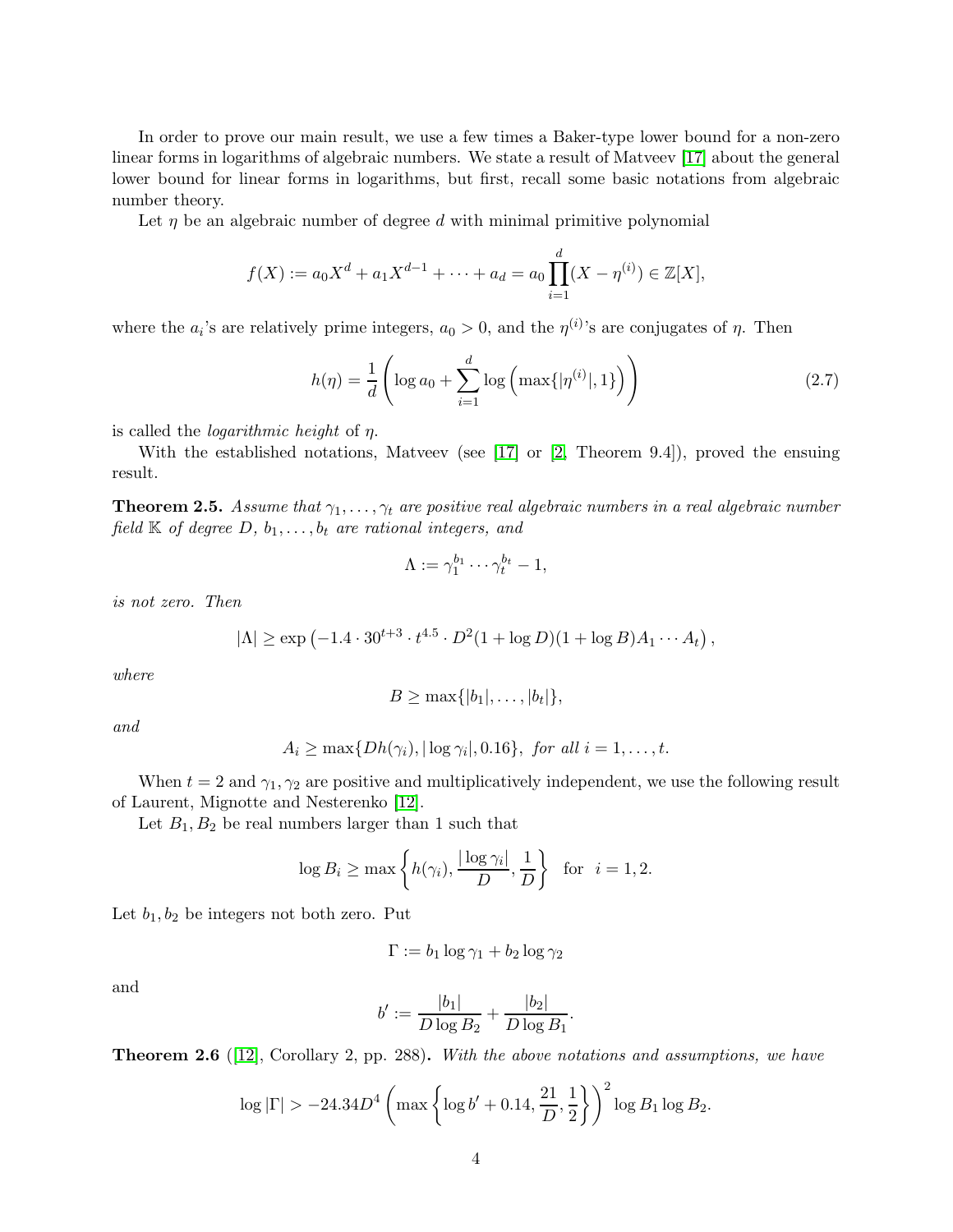In order to prove our main result, we use a few times a Baker-type lower bound for a non-zero linear forms in logarithms of algebraic numbers. We state a result of Matveev [17] about the general lower bound for linear forms in logarithms, but first, recall some basic notations from algebraic number theory.

Let $\eta$ be an algebraic number of degree $d$ with minimal primitive polynomial

$$f(X) := a_0 X^d + a_1 X^{d-1} + \cdots + a_d = a_0 \prod_{i=1}^{d} (X - \eta^{(i)}) \in \mathbb{Z}[X],$$

where the $a_i$'s are relatively prime integers, $a_0 > 0$, and the $\eta^{(i)}$'s are conjugates of $\eta$. Then

$$h(\eta) = \frac{1}{d}\left( \log a_0 + \sum_{i=1}^{d} \log\left( \max\{|\eta^{(i)}|, 1\} \right) \right) \tag{2.7}$$

is called the *logarithmic height* of $\eta$.

With the established notations, Matveev (see [17] or [2, Theorem 9.4]), proved the ensuing result.

**Theorem 2.5.** *Assume that $\gamma_1, \ldots, \gamma_t$ are positive real algebraic numbers in a real algebraic number field $\mathbb{K}$ of degree $D$, $b_1, \ldots, b_t$ are rational integers, and*

$$\Lambda := \gamma_1^{b_1} \cdots \gamma_t^{b_t} - 1,$$

*is not zero. Then*

$$|\Lambda| \geq \exp\left( -1.4 \cdot 30^{t+3} \cdot t^{4.5} \cdot D^2 (1 + \log D)(1 + \log B) A_1 \cdots A_t \right),$$

*where*

$$B \geq \max\{|b_1|, \ldots, |b_t|\},$$

*and*

$$A_i \geq \max\{D h(\gamma_i), |\log \gamma_i|, 0.16\}, \text{ for all } i = 1, \ldots, t.$$

When $t = 2$ and $\gamma_1, \gamma_2$ are positive and multiplicatively independent, we use the following result of Laurent, Mignotte and Nesterenko [12].

Let $B_1, B_2$ be real numbers larger than 1 such that

$$\log B_i \geq \max\left\{ h(\gamma_i), \frac{|\log \gamma_i|}{D}, \frac{1}{D} \right\} \quad \text{for} \quad i = 1, 2.$$

Let $b_1, b_2$ be integers not both zero. Put

$$\Gamma := b_1 \log \gamma_1 + b_2 \log \gamma_2$$

and

$$b' := \frac{|b_1|}{D \log B_2} + \frac{|b_2|}{D \log B_1}.$$

**Theorem 2.6** ([12], Corollary 2, pp. 288)**.** *With the above notations and assumptions, we have*

$$\log |\Gamma| > -24.34 D^4 \left( \max\left\{ \log b' + 0.14, \frac{21}{D}, \frac{1}{2} \right\} \right)^2 \log B_1 \log B_2.$$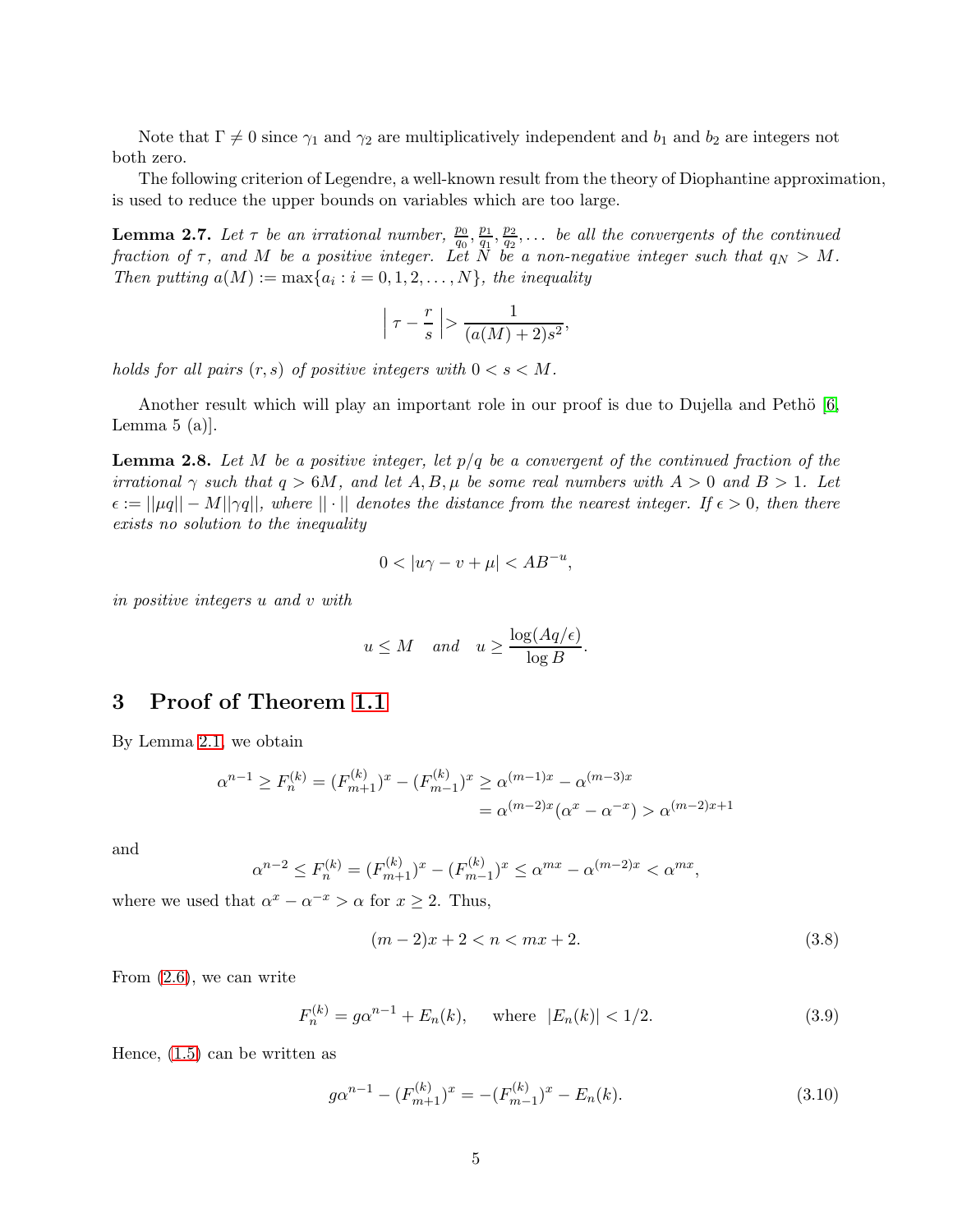Note that $\Gamma \neq 0$ since $\gamma_1$ and $\gamma_2$ are multiplicatively independent and $b_1$ and $b_2$ are integers not both zero.

The following criterion of Legendre, a well-known result from the theory of Diophantine approximation, is used to reduce the upper bounds on variables which are too large.

**Lemma 2.7.** *Let $\tau$ be an irrational number, $\frac{p_0}{q_0}, \frac{p_1}{q_1}, \frac{p_2}{q_2}, \ldots$ be all the convergents of the continued fraction of $\tau$, and $M$ be a positive integer. Let $N$ be a non-negative integer such that $q_N > M$. Then putting $a(M) := \max\{a_i : i = 0, 1, 2, \ldots, N\}$, the inequality*

$$\left| \tau - \frac{r}{s} \right| > \frac{1}{(a(M) + 2)s^2},$$

*holds for all pairs $(r, s)$ of positive integers with $0 < s < M$.*

Another result which will play an important role in our proof is due to Dujella and Pethö [6, Lemma 5 (a)].

**Lemma 2.8.** *Let $M$ be a positive integer, let $p/q$ be a convergent of the continued fraction of the irrational $\gamma$ such that $q > 6M$, and let $A, B, \mu$ be some real numbers with $A > 0$ and $B > 1$. Let $\epsilon := ||\mu q|| - M||\gamma q||$, where $|| \cdot ||$ denotes the distance from the nearest integer. If $\epsilon > 0$, then there exists no solution to the inequality*

$$0 < |u\gamma - v + \mu| < AB^{-u},$$

*in positive integers $u$ and $v$ with*

$$u \leq M \quad \text{and} \quad u \geq \frac{\log(Aq/\epsilon)}{\log B}.$$

# 3 Proof of Theorem 1.1

By Lemma 2.1, we obtain

$$\begin{aligned} \alpha^{n-1} \geq F_n^{(k)} = (F_{m+1}^{(k)})^x - (F_{m-1}^{(k)})^x &\geq \alpha^{(m-1)x} - \alpha^{(m-3)x} \\ &= \alpha^{(m-2)x}(\alpha^x - \alpha^{-x}) > \alpha^{(m-2)x+1} \end{aligned}$$

and

$$\alpha^{n-2} \leq F_n^{(k)} = (F_{m+1}^{(k)})^x - (F_{m-1}^{(k)})^x \leq \alpha^{mx} - \alpha^{(m-2)x} < \alpha^{mx},$$

where we used that $\alpha^x - \alpha^{-x} > \alpha$ for $x \geq 2$. Thus,

$$(m-2)x + 2 < n < mx + 2. \tag{3.8}$$

From (2.6), we can write

$$F_n^{(k)} = g\alpha^{n-1} + E_n(k), \quad \text{where } |E_n(k)| < 1/2. \tag{3.9}$$

Hence, (1.5) can be written as

$$g\alpha^{n-1} - (F_{m+1}^{(k)})^x = -(F_{m-1}^{(k)})^x - E_n(k). \tag{3.10}$$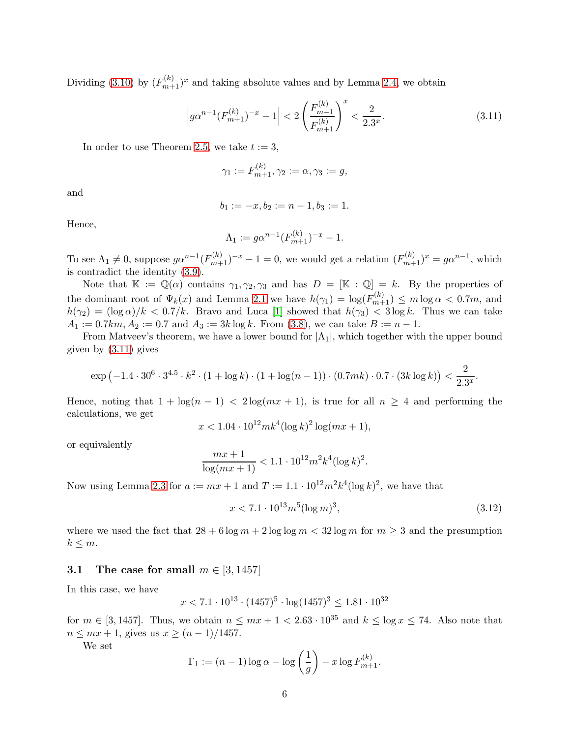Dividing (3.10) by $(F_{m+1}^{(k)})^x$ and taking absolute values and by Lemma 2.4, we obtain

$$\left| g\alpha^{n-1}(F_{m+1}^{(k)})^{-x} - 1 \right| < 2\left(\frac{F_{m-1}^{(k)}}{F_{m+1}^{(k)}}\right)^x < \frac{2}{2.3^x}. \tag{3.11}$$

In order to use Theorem 2.5, we take $t := 3$,

$$\gamma_1 := F_{m+1}^{(k)}, \gamma_2 := \alpha, \gamma_3 := g,$$

and

$$b_1 := -x, b_2 := n-1, b_3 := 1.$$

Hence,

$$\Lambda_1 := g\alpha^{n-1}(F_{m+1}^{(k)})^{-x} - 1.$$

To see $\Lambda_1 \neq 0$, suppose $g\alpha^{n-1}(F_{m+1}^{(k)})^{-x} - 1 = 0$, we would get a relation $(F_{m+1}^{(k)})^x = g\alpha^{n-1}$, which is contradict the identity (3.9).

Note that $\mathbb{K} := \mathbb{Q}(\alpha)$ contains $\gamma_1, \gamma_2, \gamma_3$ and has $D = [\mathbb{K} : \mathbb{Q}] = k$. By the properties of the dominant root of $\Psi_k(x)$ and Lemma 2.1 we have $h(\gamma_1) = \log(F_{m+1}^{(k)}) \leq m \log\alpha < 0.7m$, and $h(\gamma_2) = (\log\alpha)/k < 0.7/k$. Bravo and Luca [1] showed that $h(\gamma_3) < 3\log k$. Thus we can take $A_1 := 0.7km, A_2 := 0.7$ and $A_3 := 3k\log k$. From (3.8), we can take $B := n-1$.

From Matveev's theorem, we have a lower bound for $|\Lambda_1|$, which together with the upper bound given by (3.11) gives

$$\exp\left(-1.4 \cdot 30^6 \cdot 3^{4.5} \cdot k^2 \cdot (1+\log k) \cdot (1+\log(n-1)) \cdot (0.7mk) \cdot 0.7 \cdot (3k\log k)\right) < \frac{2}{2.3^x}.$$

Hence, noting that $1 + \log(n-1) < 2\log(mx+1)$, is true for all $n \geq 4$ and performing the calculations, we get

$$x < 1.04 \cdot 10^{12} mk^4 (\log k)^2 \log(mx+1),$$

or equivalently

$$\frac{mx+1}{\log(mx+1)} < 1.1 \cdot 10^{12} m^2 k^4 (\log k)^2.$$

Now using Lemma 2.3 for $a := mx+1$ and $T := 1.1 \cdot 10^{12} m^2 k^4 (\log k)^2$, we have that

$$x < 7.1 \cdot 10^{13} m^5 (\log m)^3, \tag{3.12}$$

where we used the fact that $28 + 6\log m + 2\log\log m < 32\log m$ for $m \geq 3$ and the presumption $k \leq m$.

### 3.1 The case for small $m \in [3, 1457]$

In this case, we have

$$x < 7.1 \cdot 10^{13} \cdot (1457)^5 \cdot \log(1457)^3 \leq 1.81 \cdot 10^{32}$$

for $m \in [3, 1457]$. Thus, we obtain $n \leq mx + 1 < 2.63 \cdot 10^{35}$ and $k \leq \log x \leq 74$. Also note that $n \leq mx+1$, gives us $x \geq (n-1)/1457$.

We set

$$\Gamma_1 := (n-1)\log\alpha - \log\left(\frac{1}{g}\right) - x\log F_{m+1}^{(k)}.$$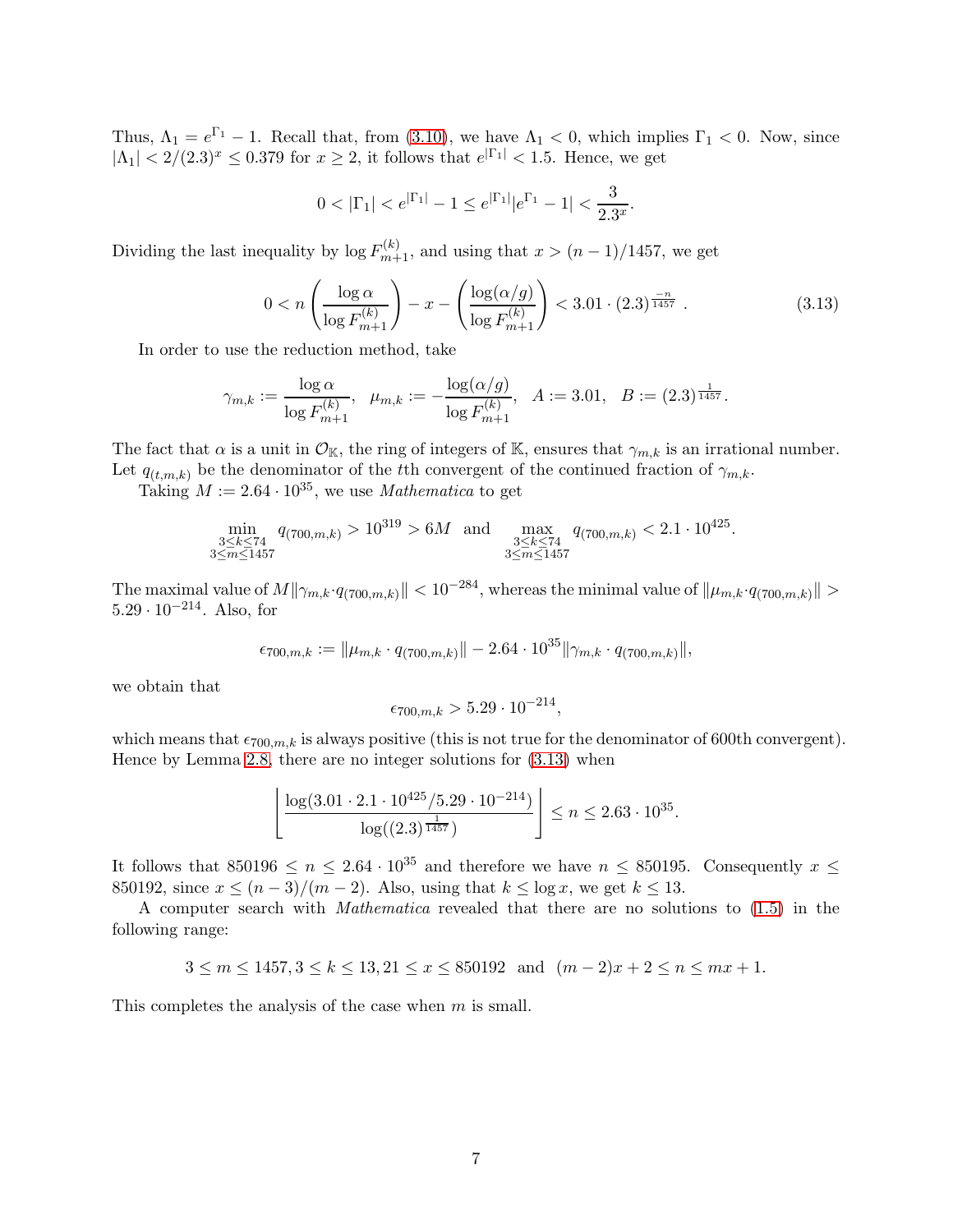Thus, $\Lambda_1 = e^{\Gamma_1} - 1$. Recall that, from (3.10), we have $\Lambda_1 < 0$, which implies $\Gamma_1 < 0$. Now, since $|\Lambda_1| < 2/(2.3)^x \le 0.379$ for $x \ge 2$, it follows that $e^{|\Gamma_1|} < 1.5$. Hence, we get

$$0 < |\Gamma_1| < e^{|\Gamma_1|} - 1 \le e^{|\Gamma_1|}|e^{\Gamma_1} - 1| < \frac{3}{2.3^x}.$$

Dividing the last inequality by $\log F_{m+1}^{(k)}$, and using that $x > (n-1)/1457$, we get

$$0 < n\left(\frac{\log \alpha}{\log F_{m+1}^{(k)}}\right) - x - \left(\frac{\log(\alpha/g)}{\log F_{m+1}^{(k)}}\right) < 3.01 \cdot (2.3)^{\frac{-n}{1457}}. \tag{3.13}$$

In order to use the reduction method, take

$$\gamma_{m,k} := \frac{\log \alpha}{\log F_{m+1}^{(k)}}, \quad \mu_{m,k} := -\frac{\log(\alpha/g)}{\log F_{m+1}^{(k)}}, \quad A := 3.01, \quad B := (2.3)^{\frac{1}{1457}}.$$

The fact that $\alpha$ is a unit in $\mathcal{O}_{\mathbb{K}}$, the ring of integers of $\mathbb{K}$, ensures that $\gamma_{m,k}$ is an irrational number. Let $q_{(t,m,k)}$ be the denominator of the $t$th convergent of the continued fraction of $\gamma_{m,k}$.

Taking $M := 2.64 \cdot 10^{35}$, we use *Mathematica* to get

$$\min_{\substack{3 \le k \le 74 \\ 3 \le m \le 1457}} q_{(700,m,k)} > 10^{319} > 6M \quad \text{and} \quad \max_{\substack{3 \le k \le 74 \\ 3 \le m \le 1457}} q_{(700,m,k)} < 2.1 \cdot 10^{425}.$$

The maximal value of $M\|\gamma_{m,k} \cdot q_{(700,m,k)}\| < 10^{-284}$, whereas the minimal value of $\|\mu_{m,k} \cdot q_{(700,m,k)}\| > 5.29 \cdot 10^{-214}$. Also, for

$$\epsilon_{700,m,k} := \|\mu_{m,k} \cdot q_{(700,m,k)}\| - 2.64 \cdot 10^{35}\|\gamma_{m,k} \cdot q_{(700,m,k)}\|,$$

we obtain that

$$\epsilon_{700,m,k} > 5.29 \cdot 10^{-214},$$

which means that $\epsilon_{700,m,k}$ is always positive (this is not true for the denominator of 600th convergent). Hence by Lemma 2.8, there are no integer solutions for (3.13) when

$$\left\lfloor \frac{\log(3.01 \cdot 2.1 \cdot 10^{425}/5.29 \cdot 10^{-214})}{\log((2.3)^{\frac{1}{1457}})} \right\rfloor \le n \le 2.63 \cdot 10^{35}.$$

It follows that $850196 \le n \le 2.64 \cdot 10^{35}$ and therefore we have $n \le 850195$. Consequently $x \le 850192$, since $x \le (n-3)/(m-2)$. Also, using that $k \le \log x$, we get $k \le 13$.

A computer search with *Mathematica* revealed that there are no solutions to (1.5) in the following range:

$$3 \le m \le 1457, 3 \le k \le 13, 21 \le x \le 850192 \quad \text{and} \quad (m-2)x + 2 \le n \le mx + 1.$$

This completes the analysis of the case when $m$ is small.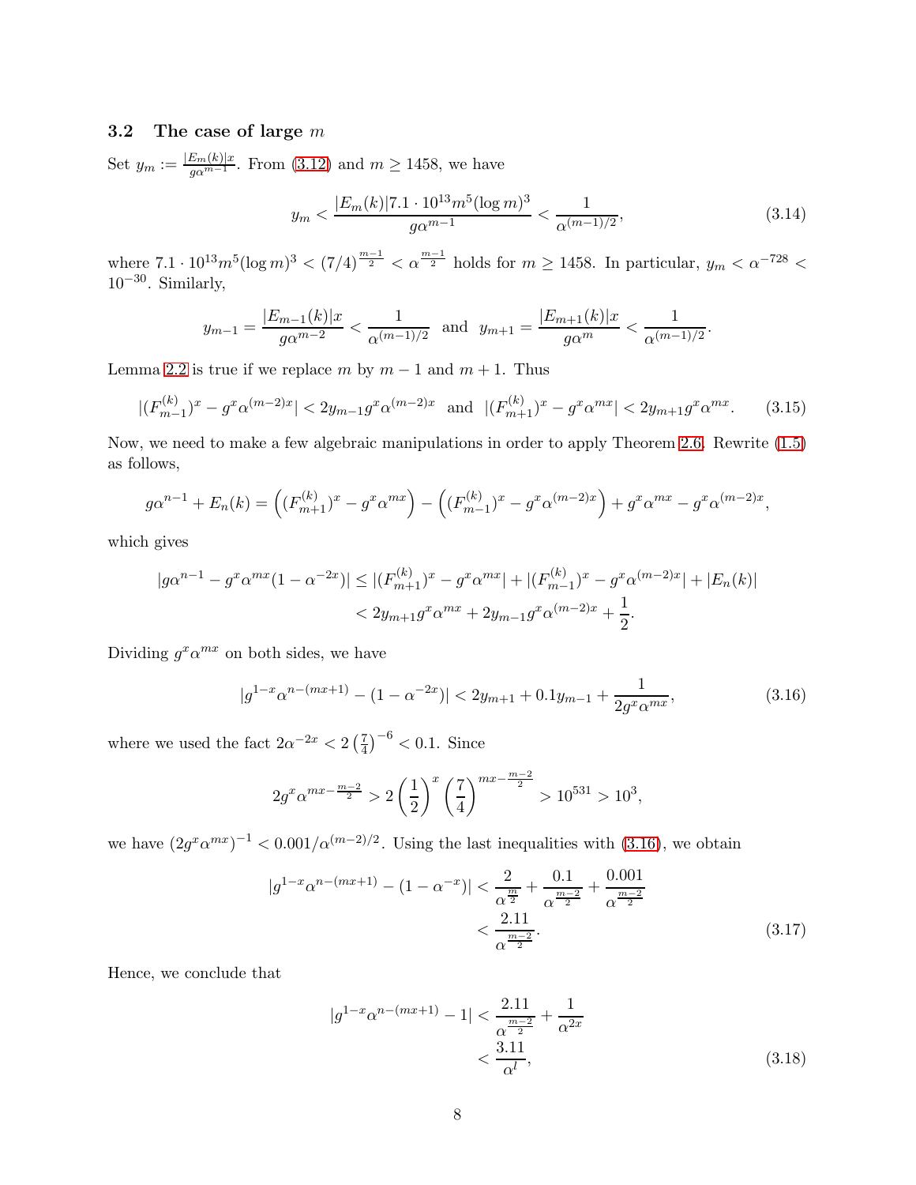### 3.2 The case of large $m$

Set $y_m := \frac{|E_m(k)|x}{g\alpha^{m-1}}$. From (3.12) and $m \geq 1458$, we have

$$y_m < \frac{|E_m(k)| 7.1 \cdot 10^{13} m^5 (\log m)^3}{g\alpha^{m-1}} < \frac{1}{\alpha^{(m-1)/2}}, \tag{3.14}$$

where $7.1 \cdot 10^{13} m^5 (\log m)^3 < (7/4)^{\frac{m-1}{2}} < \alpha^{\frac{m-1}{2}}$ holds for $m \geq 1458$. In particular, $y_m < \alpha^{-728} < 10^{-30}$. Similarly,

$$y_{m-1} = \frac{|E_{m-1}(k)|x}{g\alpha^{m-2}} < \frac{1}{\alpha^{(m-1)/2}} \quad \text{and} \quad y_{m+1} = \frac{|E_{m+1}(k)|x}{g\alpha^{m}} < \frac{1}{\alpha^{(m-1)/2}}.$$

Lemma 2.2 is true if we replace $m$ by $m-1$ and $m+1$. Thus

$$|(F_{m-1}^{(k)})^x - g^x\alpha^{(m-2)x}| < 2y_{m-1}g^x\alpha^{(m-2)x} \quad \text{and} \quad |(F_{m+1}^{(k)})^x - g^x\alpha^{mx}| < 2y_{m+1}g^x\alpha^{mx}. \tag{3.15}$$

Now, we need to make a few algebraic manipulations in order to apply Theorem 2.6. Rewrite (1.5) as follows,

$$g\alpha^{n-1} + E_n(k) = \left((F_{m+1}^{(k)})^x - g^x\alpha^{mx}\right) - \left((F_{m-1}^{(k)})^x - g^x\alpha^{(m-2)x}\right) + g^x\alpha^{mx} - g^x\alpha^{(m-2)x},$$

which gives

$$\begin{aligned}
|g\alpha^{n-1} - g^x\alpha^{mx}(1-\alpha^{-2x})| &\leq |(F_{m+1}^{(k)})^x - g^x\alpha^{mx}| + |(F_{m-1}^{(k)})^x - g^x\alpha^{(m-2)x}| + |E_n(k)| \\
&< 2y_{m+1}g^x\alpha^{mx} + 2y_{m-1}g^x\alpha^{(m-2)x} + \frac{1}{2}.
\end{aligned}$$

Dividing $g^x\alpha^{mx}$ on both sides, we have

$$|g^{1-x}\alpha^{n-(mx+1)} - (1-\alpha^{-2x})| < 2y_{m+1} + 0.1y_{m-1} + \frac{1}{2g^x\alpha^{mx}}, \tag{3.16}$$

where we used the fact $2\alpha^{-2x} < 2\left(\frac{7}{4}\right)^{-6} < 0.1$. Since

$$2g^x\alpha^{mx-\frac{m-2}{2}} > 2\left(\frac{1}{2}\right)^x\left(\frac{7}{4}\right)^{mx-\frac{m-2}{2}} > 10^{531} > 10^3,$$

we have $(2g^x\alpha^{mx})^{-1} < 0.001/\alpha^{(m-2)/2}$. Using the last inequalities with (3.16), we obtain

$$\begin{aligned}
|g^{1-x}\alpha^{n-(mx+1)} - (1-\alpha^{-x})| &< \frac{2}{\alpha^{\frac{m}{2}}} + \frac{0.1}{\alpha^{\frac{m-2}{2}}} + \frac{0.001}{\alpha^{\frac{m-2}{2}}} \\
&< \frac{2.11}{\alpha^{\frac{m-2}{2}}}.
\end{aligned} \tag{3.17}$$

Hence, we conclude that

$$\begin{aligned}
|g^{1-x}\alpha^{n-(mx+1)} - 1| &< \frac{2.11}{\alpha^{\frac{m-2}{2}}} + \frac{1}{\alpha^{2x}} \\
&< \frac{3.11}{\alpha^{l}},
\end{aligned} \tag{3.18}$$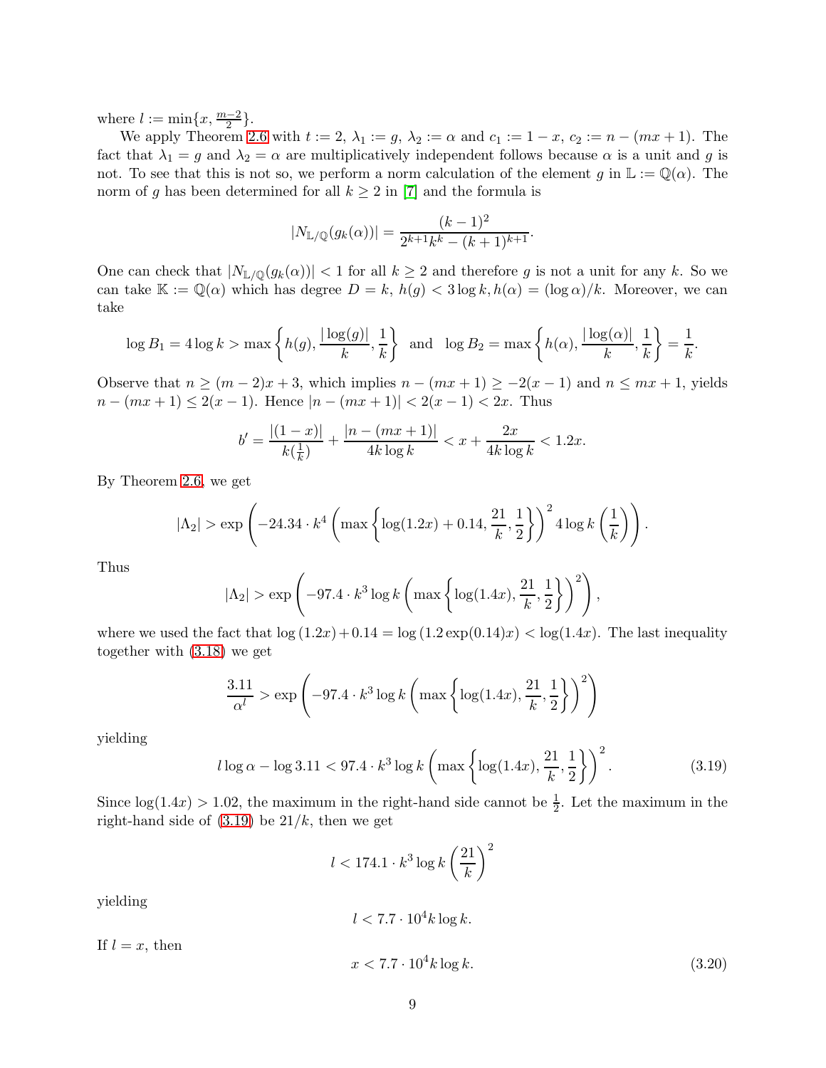where $l := \min\{x, \frac{m-2}{2}\}$.

We apply Theorem 2.6 with $t := 2$, $\lambda_1 := g$, $\lambda_2 := \alpha$ and $c_1 := 1 - x$, $c_2 := n - (mx + 1)$. The fact that $\lambda_1 = g$ and $\lambda_2 = \alpha$ are multiplicatively independent follows because $\alpha$ is a unit and $g$ is not. To see that this is not so, we perform a norm calculation of the element $g$ in $\mathbb{L} := \mathbb{Q}(\alpha)$. The norm of $g$ has been determined for all $k \geq 2$ in [7] and the formula is

$$|N_{\mathbb{L}/\mathbb{Q}}(g_k(\alpha))| = \frac{(k-1)^2}{2^{k+1}k^k - (k+1)^{k+1}}.$$

One can check that $|N_{\mathbb{L}/\mathbb{Q}}(g_k(\alpha))| < 1$ for all $k \geq 2$ and therefore $g$ is not a unit for any $k$. So we can take $\mathbb{K} := \mathbb{Q}(\alpha)$ which has degree $D = k$, $h(g) < 3\log k, h(\alpha) = (\log \alpha)/k$. Moreover, we can take

$$\log B_1 = 4\log k > \max\left\{h(g), \frac{|\log(g)|}{k}, \frac{1}{k}\right\} \quad \text{and} \quad \log B_2 = \max\left\{h(\alpha), \frac{|\log(\alpha)|}{k}, \frac{1}{k}\right\} = \frac{1}{k}.$$

Observe that $n \geq (m-2)x + 3$, which implies $n - (mx+1) \geq -2(x-1)$ and $n \leq mx + 1$, yields $n - (mx+1) \leq 2(x-1)$. Hence $|n - (mx+1)| < 2(x-1) < 2x$. Thus

$$b' = \frac{|(1-x)|}{k(\frac{1}{k})} + \frac{|n-(mx+1)|}{4k\log k} < x + \frac{2x}{4k\log k} < 1.2x.$$

By Theorem 2.6, we get

$$|\Lambda_2| > \exp\left(-24.34 \cdot k^4 \left(\max\left\{\log(1.2x) + 0.14, \frac{21}{k}, \frac{1}{2}\right\}\right)^2 4\log k\left(\frac{1}{k}\right)\right).$$

Thus

$$|\Lambda_2| > \exp\left(-97.4 \cdot k^3 \log k \left(\max\left\{\log(1.4x), \frac{21}{k}, \frac{1}{2}\right\}\right)^2\right),$$

where we used the fact that $\log(1.2x) + 0.14 = \log(1.2\exp(0.14)x) < \log(1.4x)$. The last inequality together with (3.18) we get

$$\frac{3.11}{\alpha^l} > \exp\left(-97.4 \cdot k^3 \log k \left(\max\left\{\log(1.4x), \frac{21}{k}, \frac{1}{2}\right\}\right)^2\right)$$

yielding

$$l\log\alpha - \log 3.11 < 97.4 \cdot k^3 \log k \left(\max\left\{\log(1.4x), \frac{21}{k}, \frac{1}{2}\right\}\right)^2. \tag{3.19}$$

Since $\log(1.4x) > 1.02$, the maximum in the right-hand side cannot be $\frac{1}{2}$. Let the maximum in the right-hand side of (3.19) be $21/k$, then we get

$$l < 174.1 \cdot k^3 \log k \left(\frac{21}{k}\right)^2$$

yielding

$$l < 7.7 \cdot 10^4 k \log k.$$

If $l = x$, then

$$x < 7.7 \cdot 10^4 k \log k. \tag{3.20}$$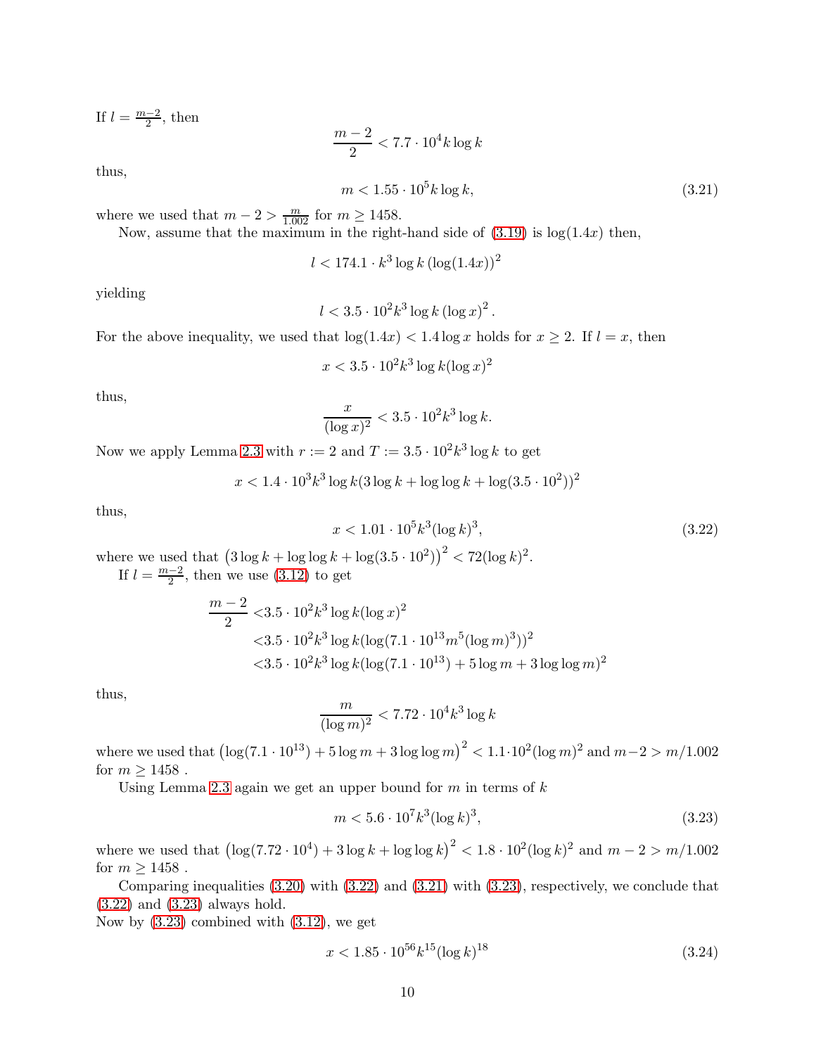If $l = \frac{m-2}{2}$, then

$$\frac{m-2}{2} < 7.7 \cdot 10^4 k \log k$$

thus,

$$m < 1.55 \cdot 10^5 k \log k, \tag{3.21}$$

where we used that $m - 2 > \frac{m}{1.002}$ for $m \geq 1458$.

Now, assume that the maximum in the right-hand side of (3.19) is $\log(1.4x)$ then,

$$l < 174.1 \cdot k^3 \log k \left(\log(1.4x)\right)^2$$

yielding

$$l < 3.5 \cdot 10^2 k^3 \log k \left(\log x\right)^2.$$

For the above inequality, we used that $\log(1.4x) < 1.4 \log x$ holds for $x \geq 2$. If $l = x$, then

$$x < 3.5 \cdot 10^2 k^3 \log k (\log x)^2$$

thus,

$$\frac{x}{(\log x)^2} < 3.5 \cdot 10^2 k^3 \log k.$$

Now we apply Lemma 2.3 with $r := 2$ and $T := 3.5 \cdot 10^2 k^3 \log k$ to get

$$x < 1.4 \cdot 10^3 k^3 \log k (3 \log k + \log \log k + \log(3.5 \cdot 10^2))^2$$

thus,

$$x < 1.01 \cdot 10^5 k^3 (\log k)^3, \tag{3.22}$$

where we used that $\left(3 \log k + \log \log k + \log(3.5 \cdot 10^2)\right)^2 < 72 (\log k)^2$.

If $l = \frac{m-2}{2}$, then we use (3.12) to get

$$\begin{aligned}
\frac{m-2}{2} &< 3.5 \cdot 10^2 k^3 \log k (\log x)^2 \\
&< 3.5 \cdot 10^2 k^3 \log k (\log(7.1 \cdot 10^{13} m^5 (\log m)^3))^2 \\
&< 3.5 \cdot 10^2 k^3 \log k (\log(7.1 \cdot 10^{13}) + 5 \log m + 3 \log \log m)^2
\end{aligned}$$

thus,

$$\frac{m}{(\log m)^2} < 7.72 \cdot 10^4 k^3 \log k$$

where we used that $\left(\log(7.1 \cdot 10^{13}) + 5 \log m + 3 \log \log m\right)^2 < 1.1 \cdot 10^2 (\log m)^2$ and $m - 2 > m/1.002$ for $m \geq 1458$ .

Using Lemma 2.3 again we get an upper bound for $m$ in terms of $k$

$$m < 5.6 \cdot 10^7 k^3 (\log k)^3, \tag{3.23}$$

where we used that $\left(\log(7.72 \cdot 10^4) + 3 \log k + \log \log k\right)^2 < 1.8 \cdot 10^2 (\log k)^2$ and $m - 2 > m/1.002$ for $m \geq 1458$ .

Comparing inequalities (3.20) with (3.22) and (3.21) with (3.23), respectively, we conclude that (3.22) and (3.23) always hold.

Now by (3.23) combined with (3.12), we get

$$x < 1.85 \cdot 10^{56} k^{15} (\log k)^{18} \tag{3.24}$$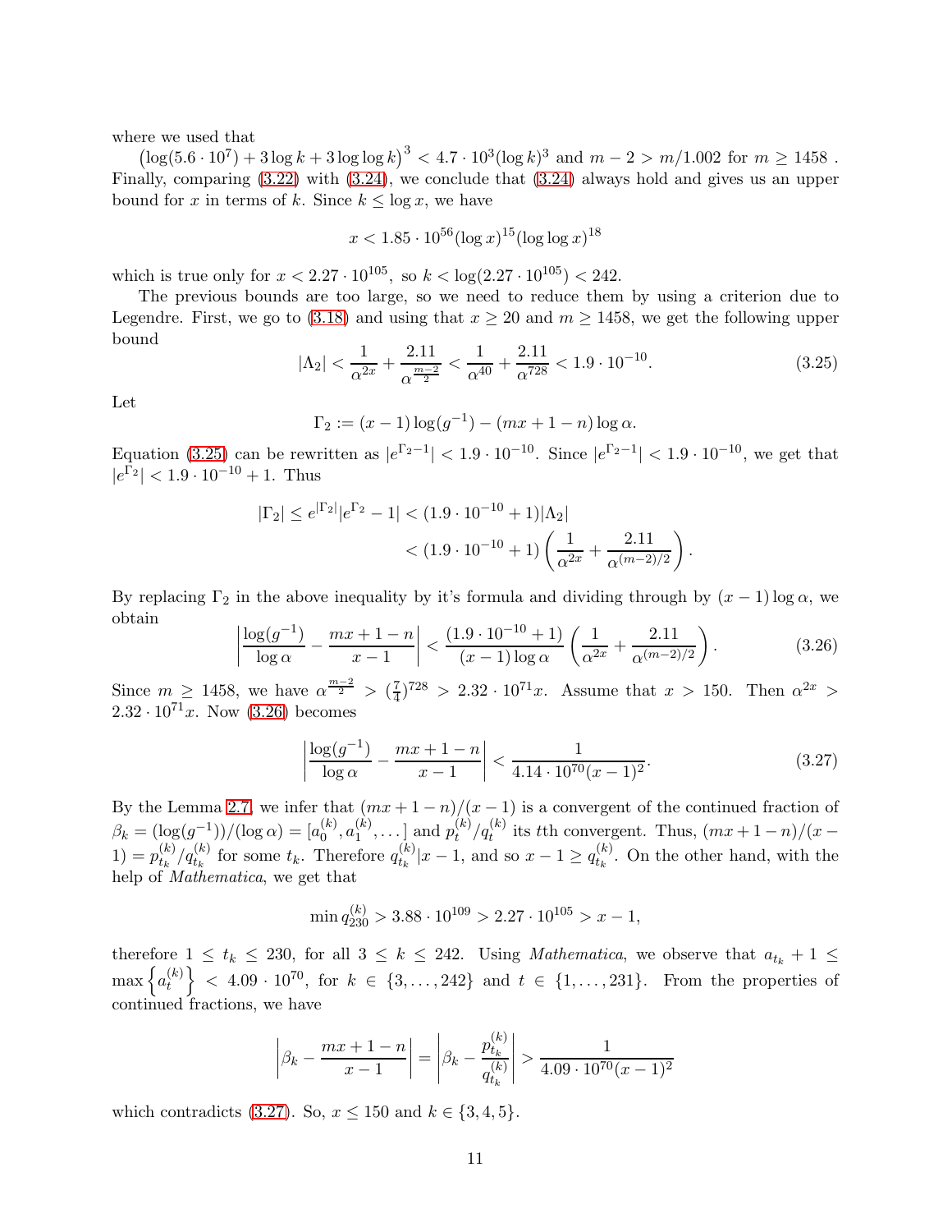where we used that

$\left(\log(5.6\cdot 10^7)+3\log k+3\log\log k\right)^3<4.7\cdot 10^3(\log k)^3$ and $m-2>m/1.002$ for $m\geq 1458$ . Finally, comparing (3.22) with (3.24), we conclude that (3.24) always hold and gives us an upper bound for $x$ in terms of $k$. Since $k\leq \log x$, we have

$$x<1.85\cdot 10^{56}(\log x)^{15}(\log\log x)^{18}$$

which is true only for $x<2.27\cdot 10^{105}$, so $k<\log(2.27\cdot 10^{105})<242$.

The previous bounds are too large, so we need to reduce them by using a criterion due to Legendre. First, we go to (3.18) and using that $x\geq 20$ and $m\geq 1458$, we get the following upper bound

$$|\Lambda_2|<\frac{1}{\alpha^{2x}}+\frac{2.11}{\alpha^{\frac{m-2}{2}}}<\frac{1}{\alpha^{40}}+\frac{2.11}{\alpha^{728}}<1.9\cdot 10^{-10}. \tag{3.25}$$

Let

$$\Gamma_2:=(x-1)\log(g^{-1})-(mx+1-n)\log\alpha.$$

Equation (3.25) can be rewritten as $|e^{\Gamma_2-1}|<1.9\cdot 10^{-10}$. Since $|e^{\Gamma_2-1}|<1.9\cdot 10^{-10}$, we get that $|e^{\Gamma_2}|<1.9\cdot 10^{-10}+1$. Thus

$$\begin{aligned}|\Gamma_2|\leq e^{|\Gamma_2|}|e^{\Gamma_2}-1|&<(1.9\cdot 10^{-10}+1)|\Lambda_2|\\&<(1.9\cdot 10^{-10}+1)\left(\frac{1}{\alpha^{2x}}+\frac{2.11}{\alpha^{(m-2)/2}}\right).\end{aligned}$$

By replacing $\Gamma_2$ in the above inequality by it's formula and dividing through by $(x-1)\log\alpha$, we obtain

$$\left|\frac{\log(g^{-1})}{\log\alpha}-\frac{mx+1-n}{x-1}\right|<\frac{(1.9\cdot 10^{-10}+1)}{(x-1)\log\alpha}\left(\frac{1}{\alpha^{2x}}+\frac{2.11}{\alpha^{(m-2)/2}}\right). \tag{3.26}$$

Since $m\geq 1458$, we have $\alpha^{\frac{m-2}{2}}>(\frac{7}{4})^{728}>2.32\cdot 10^{71}x$. Assume that $x>150$. Then $\alpha^{2x}>2.32\cdot 10^{71}x$. Now (3.26) becomes

$$\left|\frac{\log(g^{-1})}{\log\alpha}-\frac{mx+1-n}{x-1}\right|<\frac{1}{4.14\cdot 10^{70}(x-1)^2}. \tag{3.27}$$

By the Lemma 2.7, we infer that $(mx+1-n)/(x-1)$ is a convergent of the continued fraction of $\beta_k=(\log(g^{-1}))/(\log\alpha)=[a_0^{(k)},a_1^{(k)},\ldots]$ and $p_t^{(k)}/q_t^{(k)}$ its $t$th convergent. Thus, $(mx+1-n)/(x-1)=p_{t_k}^{(k)}/q_{t_k}^{(k)}$ for some $t_k$. Therefore $q_{t_k}^{(k)}|x-1$, and so $x-1\geq q_{t_k}^{(k)}$. On the other hand, with the help of *Mathematica*, we get that

$$\min q_{230}^{(k)}>3.88\cdot 10^{109}>2.27\cdot 10^{105}>x-1,$$

therefore $1\leq t_k\leq 230$, for all $3\leq k\leq 242$. Using *Mathematica*, we observe that $a_{t_k}+1\leq \max\left\{a_t^{(k)}\right\}<4.09\cdot 10^{70}$, for $k\in\{3,\ldots,242\}$ and $t\in\{1,\ldots,231\}$. From the properties of continued fractions, we have

$$\left|\beta_k-\frac{mx+1-n}{x-1}\right|=\left|\beta_k-\frac{p_{t_k}^{(k)}}{q_{t_k}^{(k)}}\right|>\frac{1}{4.09\cdot 10^{70}(x-1)^2}$$

which contradicts (3.27). So, $x\leq 150$ and $k\in\{3,4,5\}$.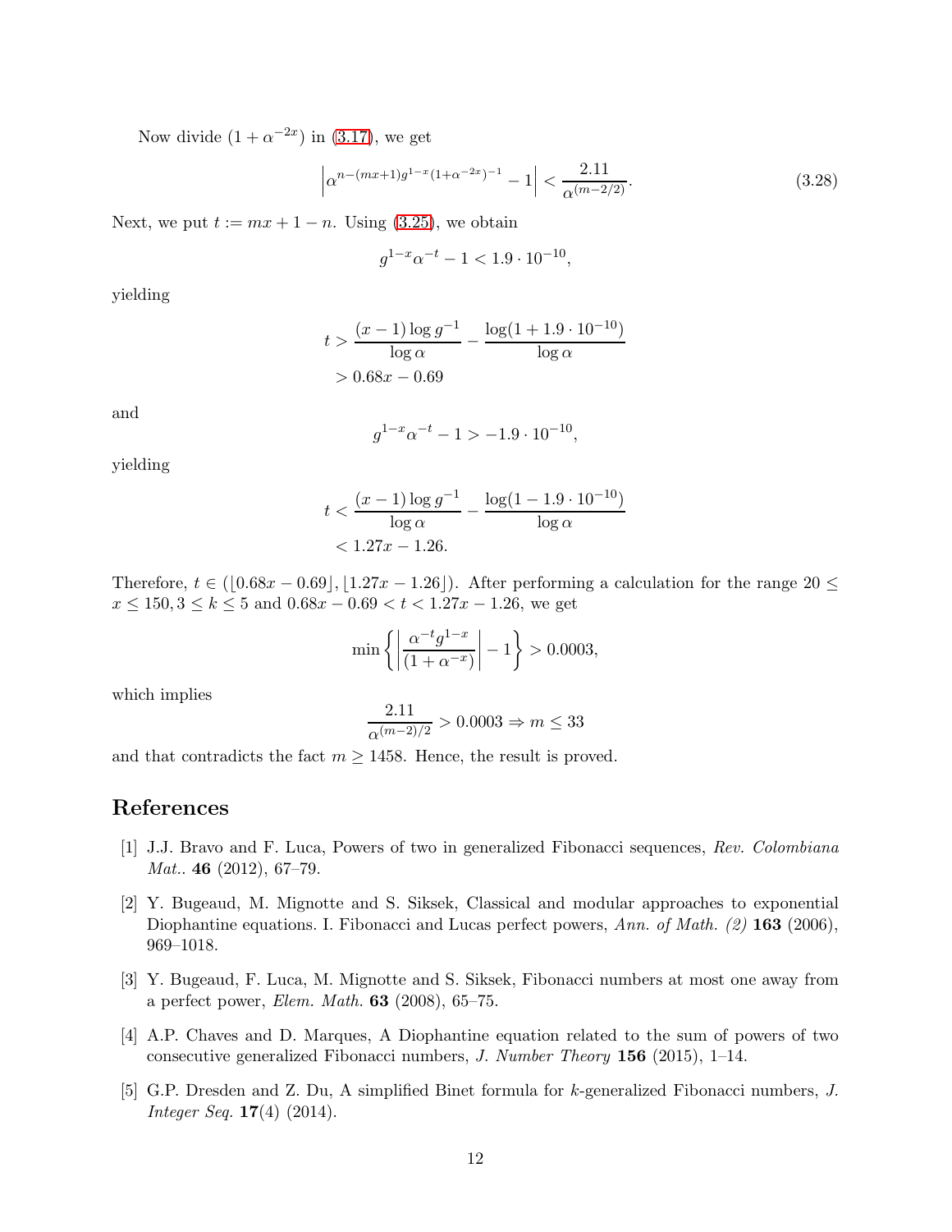Now divide $(1+\alpha^{-2x})$ in (3.17), we get

$$\left|\alpha^{n-(mx+1)}g^{1-x}(1+\alpha^{-2x})^{-1} - 1\right| < \frac{2.11}{\alpha^{(m-2/2)}}. \tag{3.28}$$

Next, we put $t := mx + 1 - n$. Using (3.25), we obtain

$$g^{1-x}\alpha^{-t} - 1 < 1.9 \cdot 10^{-10},$$

yielding

$$\begin{aligned} t &> \frac{(x-1)\log g^{-1}}{\log \alpha} - \frac{\log(1+1.9\cdot 10^{-10})}{\log \alpha} \\ &> 0.68x - 0.69 \end{aligned}$$

and

$$g^{1-x}\alpha^{-t} - 1 > -1.9 \cdot 10^{-10},$$

yielding

$$\begin{aligned} t &< \frac{(x-1)\log g^{-1}}{\log \alpha} - \frac{\log(1-1.9\cdot 10^{-10})}{\log \alpha} \\ &< 1.27x - 1.26. \end{aligned}$$

Therefore, $t \in (\lfloor 0.68x - 0.69 \rfloor, \lfloor 1.27x - 1.26 \rfloor)$. After performing a calculation for the range $20 \leq x \leq 150, 3 \leq k \leq 5$ and $0.68x - 0.69 < t < 1.27x - 1.26$, we get

$$\min\left\{\left|\frac{\alpha^{-t}g^{1-x}}{(1+\alpha^{-x})}\right| - 1\right\} > 0.0003,$$

which implies

$$\frac{2.11}{\alpha^{(m-2)/2}} > 0.0003 \Rightarrow m \leq 33$$

and that contradicts the fact $m \geq 1458$. Hence, the result is proved.

## References

[1] J.J. Bravo and F. Luca, Powers of two in generalized Fibonacci sequences, *Rev. Colombiana Mat.*. **46** (2012), 67–79.

[2] Y. Bugeaud, M. Mignotte and S. Siksek, Classical and modular approaches to exponential Diophantine equations. I. Fibonacci and Lucas perfect powers, *Ann. of Math. (2)* **163** (2006), 969–1018.

[3] Y. Bugeaud, F. Luca, M. Mignotte and S. Siksek, Fibonacci numbers at most one away from a perfect power, *Elem. Math.* **63** (2008), 65–75.

[4] A.P. Chaves and D. Marques, A Diophantine equation related to the sum of powers of two consecutive generalized Fibonacci numbers, *J. Number Theory* **156** (2015), 1–14.

[5] G.P. Dresden and Z. Du, A simplified Binet formula for $k$-generalized Fibonacci numbers, *J. Integer Seq.* **17**(4) (2014).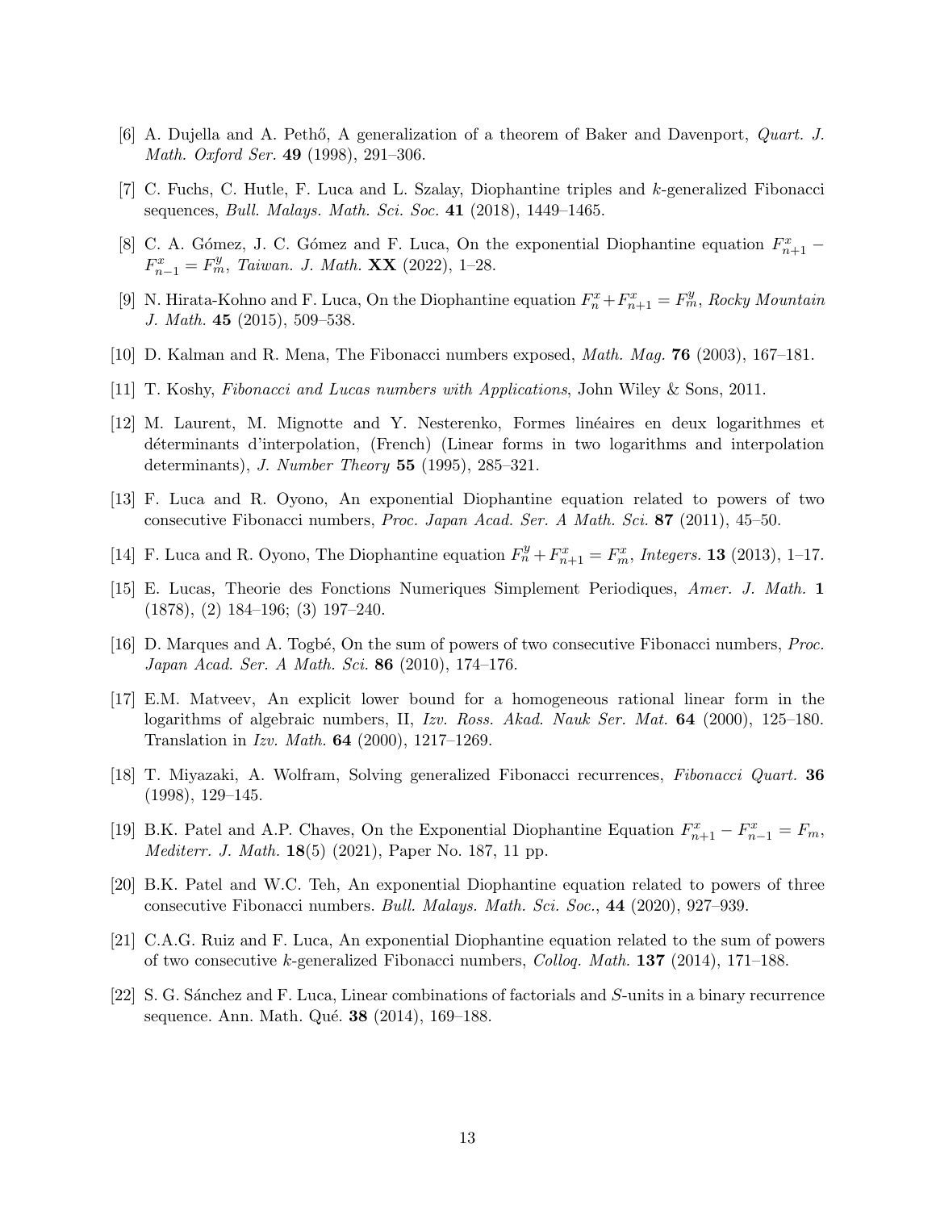[6] A. Dujella and A. Pethő, A generalization of a theorem of Baker and Davenport, *Quart. J. Math. Oxford Ser.* **49** (1998), 291–306.

[7] C. Fuchs, C. Hutle, F. Luca and L. Szalay, Diophantine triples and $k$-generalized Fibonacci sequences, *Bull. Malays. Math. Sci. Soc.* **41** (2018), 1449–1465.

[8] C. A. Gómez, J. C. Gómez and F. Luca, On the exponential Diophantine equation $F_{n+1}^x - F_{n-1}^x = F_m^y$, *Taiwan. J. Math.* **XX** (2022), 1–28.

[9] N. Hirata-Kohno and F. Luca, On the Diophantine equation $F_n^x + F_{n+1}^x = F_m^y$, *Rocky Mountain J. Math.* **45** (2015), 509–538.

[10] D. Kalman and R. Mena, The Fibonacci numbers exposed, *Math. Mag.* **76** (2003), 167–181.

[11] T. Koshy, *Fibonacci and Lucas numbers with Applications*, John Wiley & Sons, 2011.

[12] M. Laurent, M. Mignotte and Y. Nesterenko, Formes linéaires en deux logarithmes et déterminants d'interpolation, (French) (Linear forms in two logarithms and interpolation determinants), *J. Number Theory* **55** (1995), 285–321.

[13] F. Luca and R. Oyono, An exponential Diophantine equation related to powers of two consecutive Fibonacci numbers, *Proc. Japan Acad. Ser. A Math. Sci.* **87** (2011), 45–50.

[14] F. Luca and R. Oyono, The Diophantine equation $F_n^y + F_{n+1}^x = F_m^x$, *Integers.* **13** (2013), 1–17.

[15] E. Lucas, Theorie des Fonctions Numeriques Simplement Periodiques, *Amer. J. Math.* **1** (1878), (2) 184–196; (3) 197–240.

[16] D. Marques and A. Togbé, On the sum of powers of two consecutive Fibonacci numbers, *Proc. Japan Acad. Ser. A Math. Sci.* **86** (2010), 174–176.

[17] E.M. Matveev, An explicit lower bound for a homogeneous rational linear form in the logarithms of algebraic numbers, II, *Izv. Ross. Akad. Nauk Ser. Mat.* **64** (2000), 125–180. Translation in *Izv. Math.* **64** (2000), 1217–1269.

[18] T. Miyazaki, A. Wolfram, Solving generalized Fibonacci recurrences, *Fibonacci Quart.* **36** (1998), 129–145.

[19] B.K. Patel and A.P. Chaves, On the Exponential Diophantine Equation $F_{n+1}^x - F_{n-1}^x = F_m$, *Mediterr. J. Math.* **18**(5) (2021), Paper No. 187, 11 pp.

[20] B.K. Patel and W.C. Teh, An exponential Diophantine equation related to powers of three consecutive Fibonacci numbers. *Bull. Malays. Math. Sci. Soc.*, **44** (2020), 927–939.

[21] C.A.G. Ruiz and F. Luca, An exponential Diophantine equation related to the sum of powers of two consecutive $k$-generalized Fibonacci numbers, *Colloq. Math.* **137** (2014), 171–188.

[22] S. G. Sánchez and F. Luca, Linear combinations of factorials and $S$-units in a binary recurrence sequence. Ann. Math. Qué. **38** (2014), 169–188.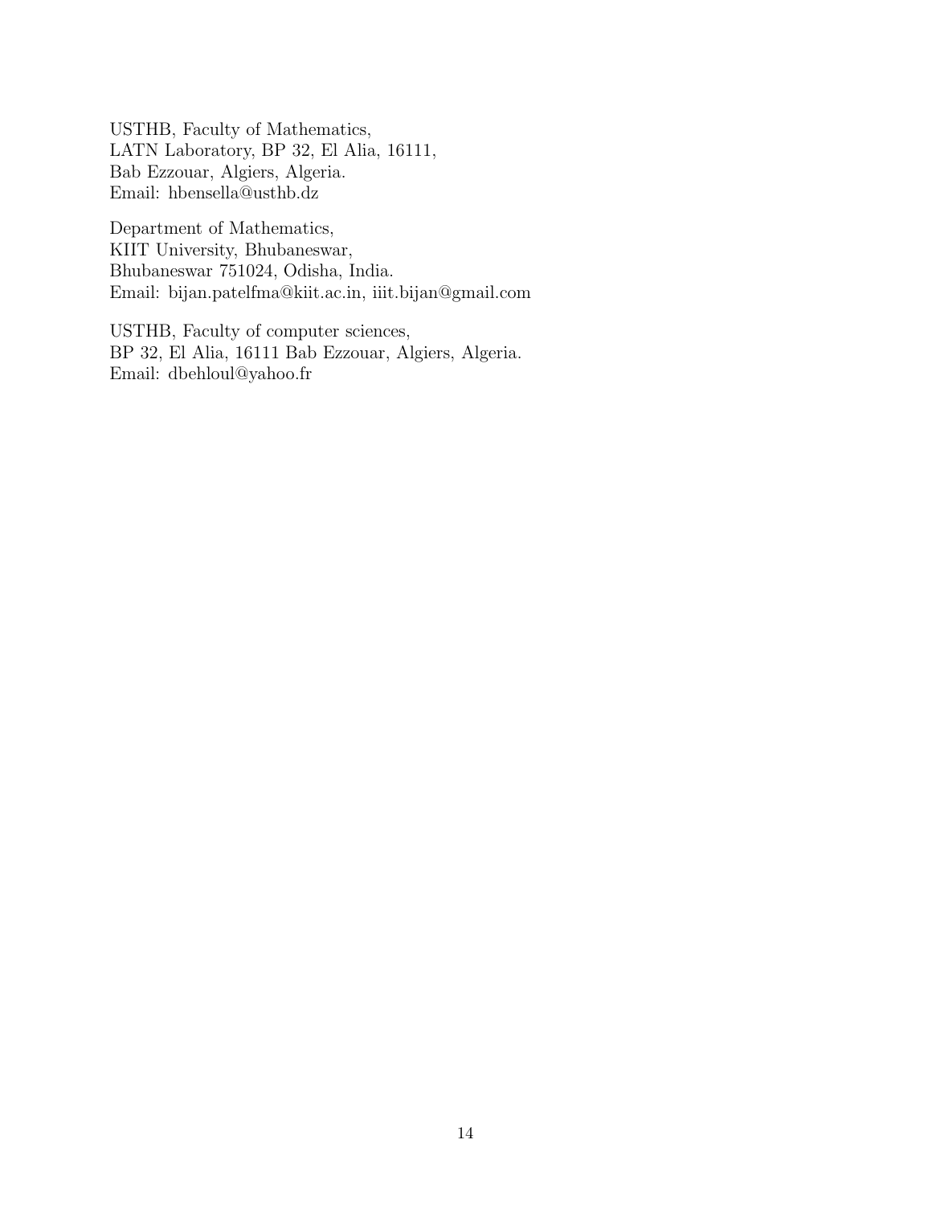USTHB, Faculty of Mathematics,
LATN Laboratory, BP 32, El Alia, 16111,
Bab Ezzouar, Algiers, Algeria.
Email: hbensella@usthb.dz

Department of Mathematics,
KIIT University, Bhubaneswar,
Bhubaneswar 751024, Odisha, India.
Email: bijan.patelfma@kiit.ac.in, iiit.bijan@gmail.com

USTHB, Faculty of computer sciences,
BP 32, El Alia, 16111 Bab Ezzouar, Algiers, Algeria.
Email: dbehloul@yahoo.fr